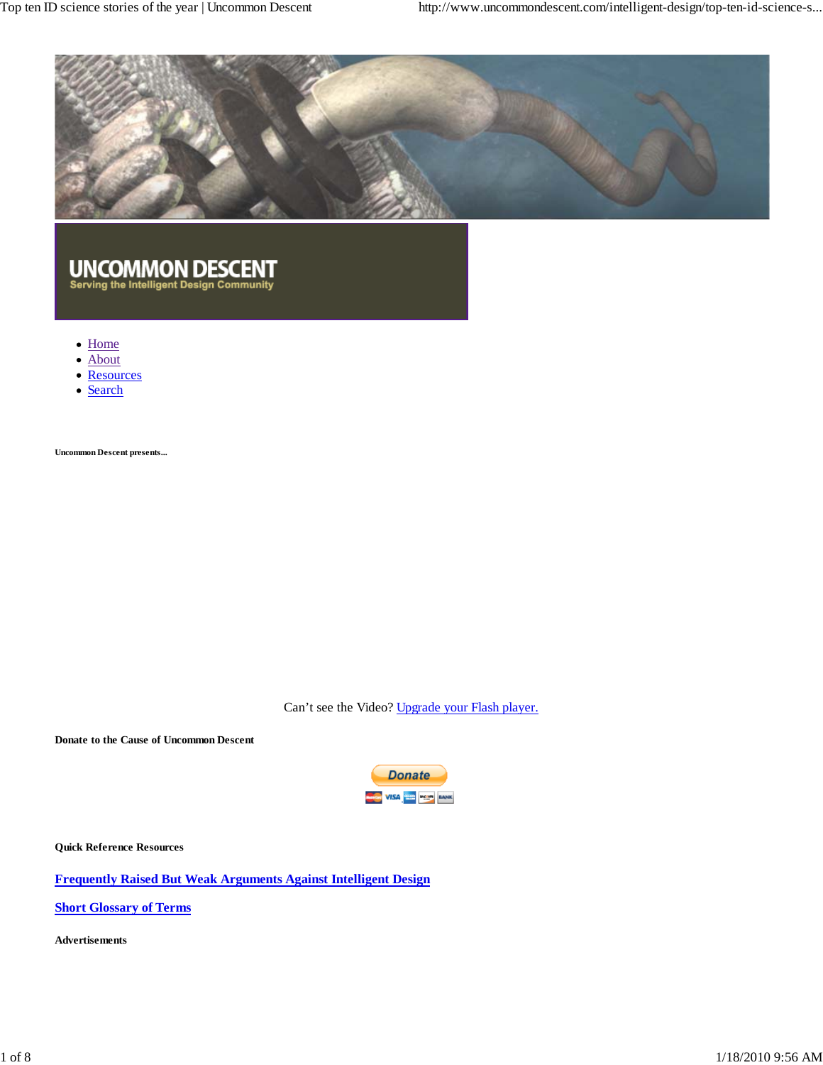UNCOMMON DESCENT

Serving the Intelligent Design Community

- Home
- About
- Resources
- Search

**Uncommon Descent presents...**

Can't see the Video? Upgrade your Flash player.

**Donate to the Cause of Uncommon Descent**

Donate

**Quick Reference Resources**

**Frequently Raised But Weak Arguments Against Intelligent Design**

**Short Glossary of Terms**

**Advertisements**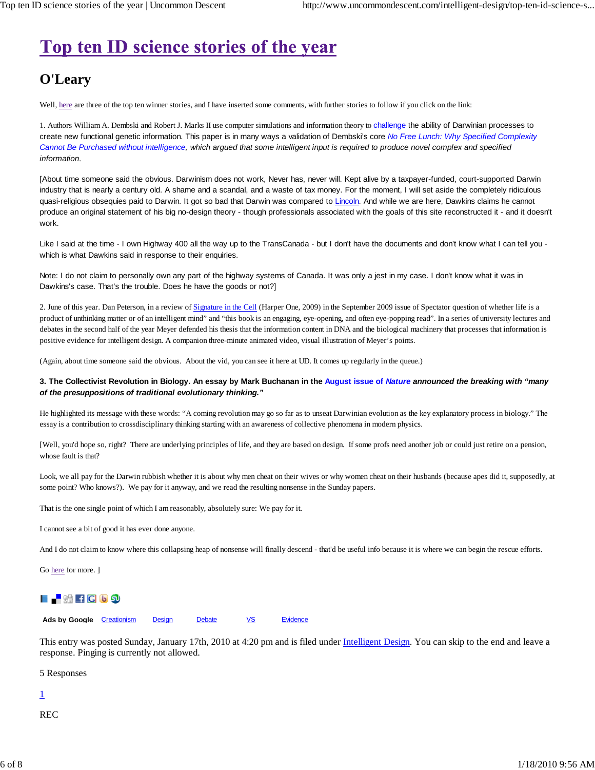# Top ten ID science stories of the year

## O'Leary

Well, here are three of the top ten winner stories, and I have inserted some comments, with further stories to follow if you click on the link:

1. Authors William A. Dembski and Robert J. Marks II use computer simulations and information theory to challenge the ability of Darwinian processes to create new functional genetic information. This paper is in many ways a validation of Dembski's core *No Free Lunch: Why Specified Complexity Cannot Be Purchased without intelligence, which argued that some intelligent input is required to produce novel complex and specified information.*

[About time someone said the obvious. Darwinism does not work, Never has, never will. Kept alive by a taxpayer-funded, court-supported Darwin industry that is nearly a century old. A shame and a scandal, and a waste of tax money. For the moment, I will set aside the completely ridiculous quasi-religious obsequies paid to Darwin. It got so bad that Darwin was compared to Lincoln. And while we are here, Dawkins claims he cannot produce an original statement of his big no-design theory - though professionals associated with the goals of this site reconstructed it - and it doesn't work.

Like I said at the time - I own Highway 400 all the way up to the TransCanada - but I don't have the documents and don't know what I can tell you - which is what Dawkins said in response to their enquiries.

Note: I do not claim to personally own any part of the highway systems of Canada. It was only a jest in my case. I don't know what it was in Dawkins's case. That's the trouble. Does he have the goods or not?]

2. June of this year. Dan Peterson, in a review of Signature in the Cell (Harper One, 2009) in the September 2009 issue of Spectator question of whether life is a product of unthinking matter or of an intelligent mind" and "this book is an engaging, eye-opening, and often eye-popping read". In a series of university lectures and debates in the second half of the year Meyer defended his thesis that the information content in DNA and the biological machinery that processes that information is positive evidence for intelligent design. A companion three-minute animated video, visual illustration of Meyer's points.

(Again, about time someone said the obvious. About the vid, you can see it here at UD. It comes up regularly in the queue.)

**3. The Collectivist Revolution in Biology. An essay by Mark Buchanan in the August issue of *Nature* announced the breaking with *"many of the presuppositions of traditional evolutionary thinking."***

He highlighted its message with these words: "A coming revolution may go so far as to unseat Darwinian evolution as the key explanatory process in biology." The essay is a contribution to crossdisciplinary thinking starting with an awareness of collective phenomena in modern physics.

[Well, you'd hope so, right? There are underlying principles of life, and they are based on design. If some profs need another job or could just retire on a pension, whose fault is that?

Look, we all pay for the Darwin rubbish whether it is about why men cheat on their wives or why women cheat on their husbands (because apes did it, supposedly, at some point? Who knows?). We pay for it anyway, and we read the resulting nonsense in the Sunday papers.

That is the one single point of which I am reasonably, absolutely sure: We pay for it.

I cannot see a bit of good it has ever done anyone.

And I do not claim to know where this collapsing heap of nonsense will finally descend - that'd be useful info because it is where we can begin the rescue efforts.

Go here for more. ]

**Ads by Google** Creationism Design Debate VS Evidence

This entry was posted Sunday, January 17th, 2010 at 4:20 pm and is filed under Intelligent Design. You can skip to the end and leave a response. Pinging is currently not allowed.

5 Responses

1

REC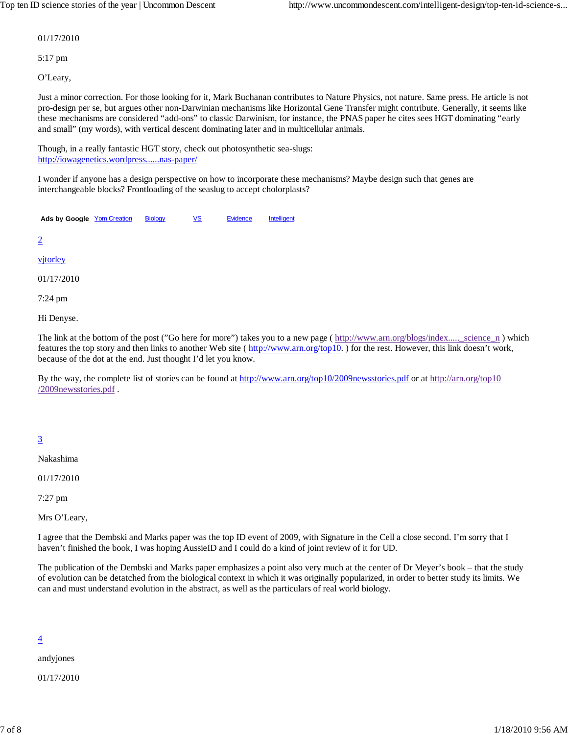01/17/2010

5:17 pm

O'Leary,

Just a minor correction. For those looking for it, Mark Buchanan contributes to Nature Physics, not nature. Same press. He article is not pro-design per se, but argues other non-Darwinian mechanisms like Horizontal Gene Transfer might contribute. Generally, it seems like these mechanisms are considered "add-ons" to classic Darwinism, for instance, the PNAS paper he cites sees HGT dominating "early and small" (my words), with vertical descent dominating later and in multicellular animals.

Though, in a really fantastic HGT story, check out photosynthetic sea-slugs: [http://iowagenetics.wordpress......nas-paper/](http://iowagenetics.wordpress......nas-paper/)

I wonder if anyone has a design perspective on how to incorporate these mechanisms? Maybe design such that genes are interchangeable blocks? Frontloading of the seaslug to accept cholorplasts?

**Ads by Google** Yom Creation Biology VS Evidence Intelligent

2

vjtorley

01/17/2010

7:24 pm

Hi Denyse.

The link at the bottom of the post ("Go here for more") takes you to a new page ( [http://www.arn.org/blogs/index....._science_n](http://www.arn.org/blogs/index....._science_n) ) which features the top story and then links to another Web site ( [http://www.arn.org/top10](http://www.arn.org/top10). ) for the rest. However, this link doesn't work, because of the dot at the end. Just thought I'd let you know.

By the way, the complete list of stories can be found at [http://www.arn.org/top10/2009newsstories.pdf](http://www.arn.org/top10/2009newsstories.pdf) or at [http://arn.org/top10/2009newsstories.pdf](http://arn.org/top10/2009newsstories.pdf) .

3

Nakashima

01/17/2010

7:27 pm

Mrs O'Leary,

I agree that the Dembski and Marks paper was the top ID event of 2009, with Signature in the Cell a close second. I'm sorry that I haven't finished the book, I was hoping AussieID and I could do a kind of joint review of it for UD.

The publication of the Dembski and Marks paper emphasizes a point also very much at the center of Dr Meyer's book – that the study of evolution can be detatched from the biological context in which it was originally popularized, in order to better study its limits. We can and must understand evolution in the abstract, as well as the particulars of real world biology.

4

andyjones

01/17/2010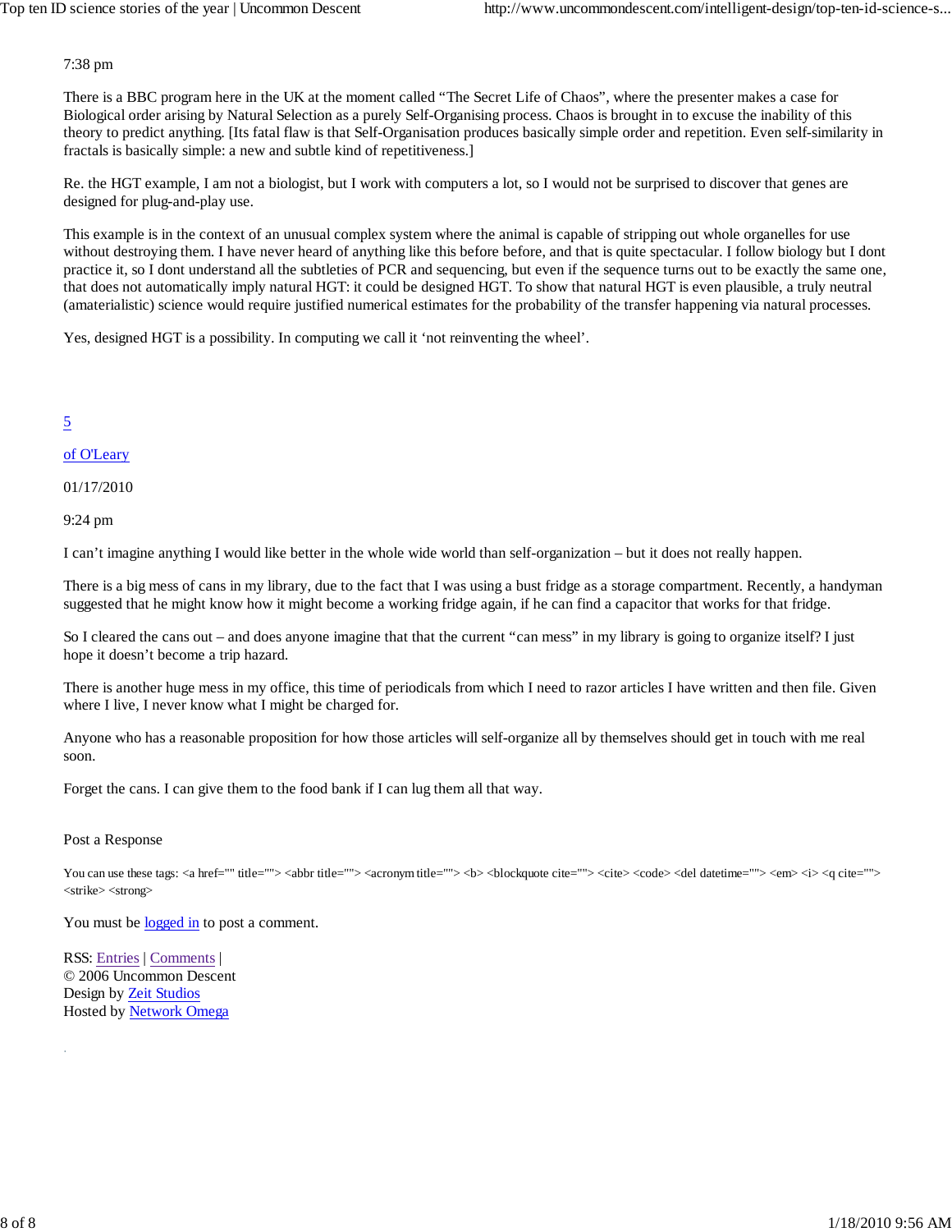7:38 pm

There is a BBC program here in the UK at the moment called "The Secret Life of Chaos", where the presenter makes a case for Biological order arising by Natural Selection as a purely Self-Organising process. Chaos is brought in to excuse the inability of this theory to predict anything. [Its fatal flaw is that Self-Organisation produces basically simple order and repetition. Even self-similarity in fractals is basically simple: a new and subtle kind of repetitiveness.]

Re. the HGT example, I am not a biologist, but I work with computers a lot, so I would not be surprised to discover that genes are designed for plug-and-play use.

This example is in the context of an unusual complex system where the animal is capable of stripping out whole organelles for use without destroying them. I have never heard of anything like this before before, and that is quite spectacular. I follow biology but I dont practice it, so I dont understand all the subtleties of PCR and sequencing, but even if the sequence turns out to be exactly the same one, that does not automatically imply natural HGT: it could be designed HGT. To show that natural HGT is even plausible, a truly neutral (amaterialistic) science would require justified numerical estimates for the probability of the transfer happening via natural processes.

Yes, designed HGT is a possibility. In computing we call it 'not reinventing the wheel'.

5

of O'Leary

01/17/2010

9:24 pm

I can't imagine anything I would like better in the whole wide world than self-organization – but it does not really happen.

There is a big mess of cans in my library, due to the fact that I was using a bust fridge as a storage compartment. Recently, a handyman suggested that he might know how it might become a working fridge again, if he can find a capacitor that works for that fridge.

So I cleared the cans out – and does anyone imagine that that the current "can mess" in my library is going to organize itself? I just hope it doesn't become a trip hazard.

There is another huge mess in my office, this time of periodicals from which I need to razor articles I have written and then file. Given where I live, I never know what I might be charged for.

Anyone who has a reasonable proposition for how those articles will self-organize all by themselves should get in touch with me real soon.

Forget the cans. I can give them to the food bank if I can lug them all that way.

Post a Response

You can use these tags: <a href="" title=""> <abbr title=""> <acronym title=""> <b> <blockquote cite=""> <cite> <code> <del datetime=""> <em> <i> <q cite=""> <strike> <strong>

You must be logged in to post a comment.

RSS: Entries | Comments |
© 2006 Uncommon Descent
Design by Zeit Studios
Hosted by Network Omega